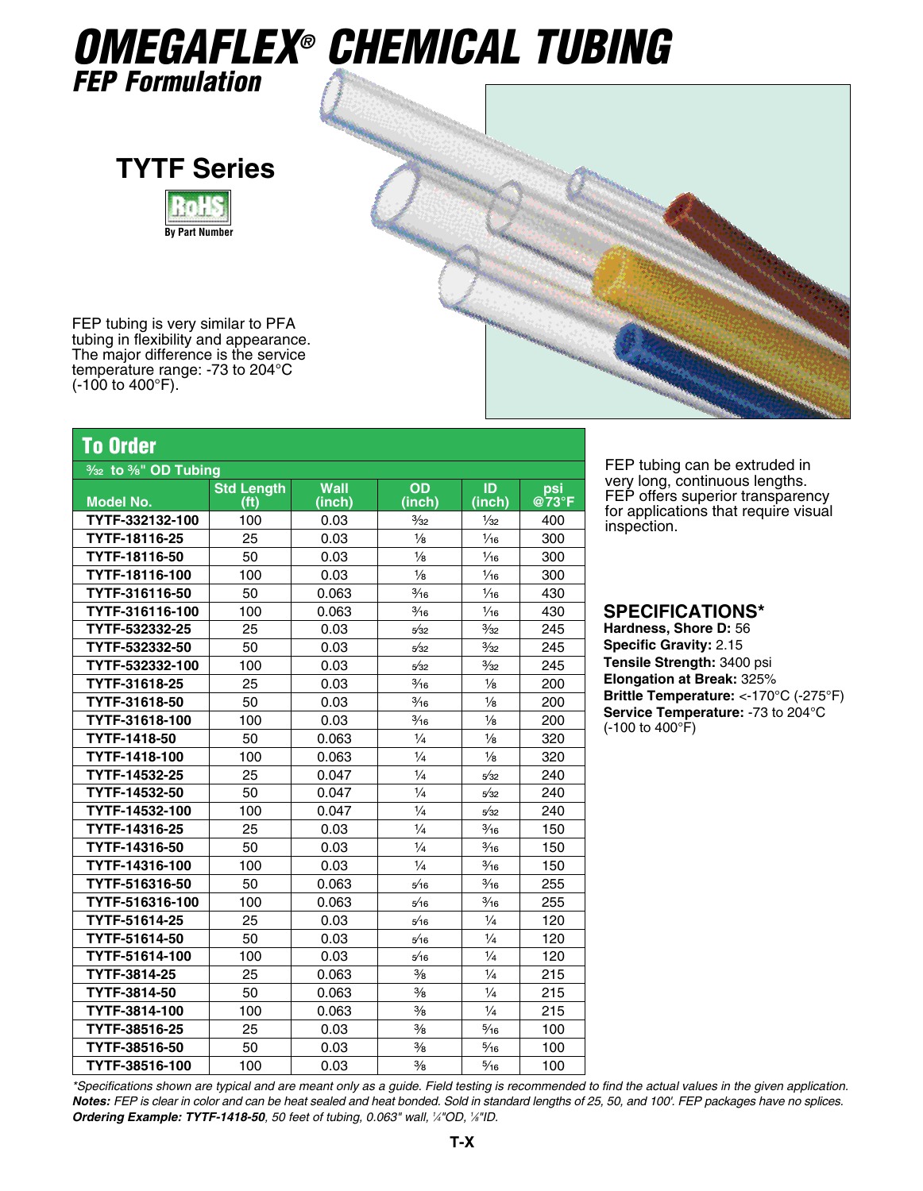# OMEGAFLEX® CHEMICAL TUBING

## FEP Formulation

## TYTF Series

RoHS By Part Number

FEP tubing is very similar to PFA tubing in flexibility and appearance. The major difference is the service temperature range: -73 to 204°C (-100 to 400°F).

## To Order

| 3⁄32 to 3⁄8" OD Tubing | | | | | |
|---|---|---|---|---|---|
| **Model No.** | **Std Length (ft)** | **Wall (inch)** | **OD (inch)** | **ID (inch)** | **psi @73°F** |
| **TYTF-332132-100** | 100 | 0.03 | 3⁄32 | 1⁄32 | 400 |
| **TYTF-18116-25** | 25 | 0.03 | 1⁄8 | 1⁄16 | 300 |
| **TYTF-18116-50** | 50 | 0.03 | 1⁄8 | 1⁄16 | 300 |
| **TYTF-18116-100** | 100 | 0.03 | 1⁄8 | 1⁄16 | 300 |
| **TYTF-316116-50** | 50 | 0.063 | 3⁄16 | 1⁄16 | 430 |
| **TYTF-316116-100** | 100 | 0.063 | 3⁄16 | 1⁄16 | 430 |
| **TYTF-532332-25** | 25 | 0.03 | 5⁄32 | 3⁄32 | 245 |
| **TYTF-532332-50** | 50 | 0.03 | 5⁄32 | 3⁄32 | 245 |
| **TYTF-532332-100** | 100 | 0.03 | 5⁄32 | 3⁄32 | 245 |
| **TYTF-31618-25** | 25 | 0.03 | 3⁄16 | 1⁄8 | 200 |
| **TYTF-31618-50** | 50 | 0.03 | 3⁄16 | 1⁄8 | 200 |
| **TYTF-31618-100** | 100 | 0.03 | 3⁄16 | 1⁄8 | 200 |
| **TYTF-1418-50** | 50 | 0.063 | 1⁄4 | 1⁄8 | 320 |
| **TYTF-1418-100** | 100 | 0.063 | 1⁄4 | 1⁄8 | 320 |
| **TYTF-14532-25** | 25 | 0.047 | 1⁄4 | 5⁄32 | 240 |
| **TYTF-14532-50** | 50 | 0.047 | 1⁄4 | 5⁄32 | 240 |
| **TYTF-14532-100** | 100 | 0.047 | 1⁄4 | 5⁄32 | 240 |
| **TYTF-14316-25** | 25 | 0.03 | 1⁄4 | 3⁄16 | 150 |
| **TYTF-14316-50** | 50 | 0.03 | 1⁄4 | 3⁄16 | 150 |
| **TYTF-14316-100** | 100 | 0.03 | 1⁄4 | 3⁄16 | 150 |
| **TYTF-516316-50** | 50 | 0.063 | 5⁄16 | 3⁄16 | 255 |
| **TYTF-516316-100** | 100 | 0.063 | 5⁄16 | 3⁄16 | 255 |
| **TYTF-51614-25** | 25 | 0.03 | 5⁄16 | 1⁄4 | 120 |
| **TYTF-51614-50** | 50 | 0.03 | 5⁄16 | 1⁄4 | 120 |
| **TYTF-51614-100** | 100 | 0.03 | 5⁄16 | 1⁄4 | 120 |
| **TYTF-3814-25** | 25 | 0.063 | 3⁄8 | 1⁄4 | 215 |
| **TYTF-3814-50** | 50 | 0.063 | 3⁄8 | 1⁄4 | 215 |
| **TYTF-3814-100** | 100 | 0.063 | 3⁄8 | 1⁄4 | 215 |
| **TYTF-38516-25** | 25 | 0.03 | 3⁄8 | 5⁄16 | 100 |
| **TYTF-38516-50** | 50 | 0.03 | 3⁄8 | 5⁄16 | 100 |
| **TYTF-38516-100** | 100 | 0.03 | 3⁄8 | 5⁄16 | 100 |

FEP tubing can be extruded in very long, continuous lengths. FEP offers superior transparency for applications that require visual inspection.

## SPECIFICATIONS*

**Hardness, Shore D:** 56
**Specific Gravity:** 2.15
**Tensile Strength:** 3400 psi
**Elongation at Break:** 325%
**Brittle Temperature:** <-170°C (-275°F)
**Service Temperature:** -73 to 204°C (-100 to 400°F)

*\*Specifications shown are typical and are meant only as a guide. Field testing is recommended to find the actual values in the given application.*
***Notes:*** *FEP is clear in color and can be heat sealed and heat bonded. Sold in standard lengths of 25, 50, and 100'. FEP packages have no splices.*
***Ordering Example: TYTF-1418-50****, 50 feet of tubing, 0.063" wall, 1⁄4"OD, 1⁄8"ID.*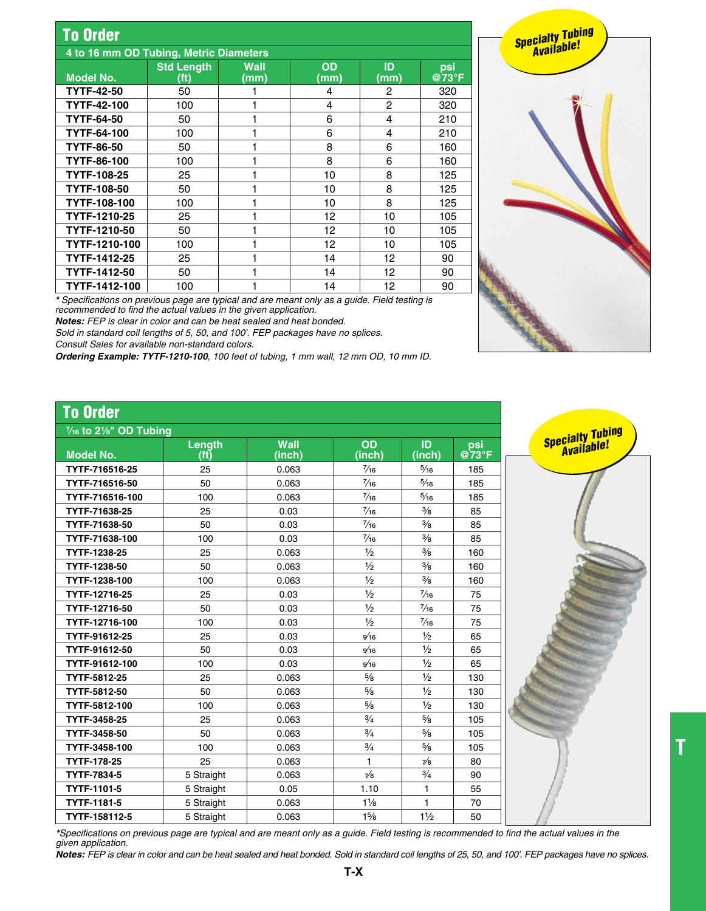## To Order

### 4 to 16 mm OD Tubing, Metric Diameters

| Model No. | Std Length (ft) | Wall (mm) | OD (mm) | ID (mm) | psi @73°F |
|---|---|---|---|---|---|
| TYTF-42-50 | 50 | 1 | 4 | 2 | 320 |
| TYTF-42-100 | 100 | 1 | 4 | 2 | 320 |
| TYTF-64-50 | 50 | 1 | 6 | 4 | 210 |
| TYTF-64-100 | 100 | 1 | 6 | 4 | 210 |
| TYTF-86-50 | 50 | 1 | 8 | 6 | 160 |
| TYTF-86-100 | 100 | 1 | 8 | 6 | 160 |
| TYTF-108-25 | 25 | 1 | 10 | 8 | 125 |
| TYTF-108-50 | 50 | 1 | 10 | 8 | 125 |
| TYTF-108-100 | 100 | 1 | 10 | 8 | 125 |
| TYTF-1210-25 | 25 | 1 | 12 | 10 | 105 |
| TYTF-1210-50 | 50 | 1 | 12 | 10 | 105 |
| TYTF-1210-100 | 100 | 1 | 12 | 10 | 105 |
| TYTF-1412-25 | 25 | 1 | 14 | 12 | 90 |
| TYTF-1412-50 | 50 | 1 | 14 | 12 | 90 |
| TYTF-1412-100 | 100 | 1 | 14 | 12 | 90 |

*\* Specifications on previous page are typical and are meant only as a guide. Field testing is recommended to find the actual values in the given application.*

***Notes:** FEP is clear in color and can be heat sealed and heat bonded.*

*Sold in standard coil lengths of 5, 50, and 100'. FEP packages have no splices.*

*Consult Sales for available non-standard colors.*

***Ordering Example: TYTF-1210-100**, 100 feet of tubing, 1 mm wall, 12 mm OD, 10 mm ID.*

**Specialty Tubing Available!**

## To Order

### 7⁄16 to 2⅛" OD Tubing

| Model No. | Length (ft) | Wall (inch) | OD (inch) | ID (inch) | psi @73°F |
|---|---|---|---|---|---|
| TYTF-716516-25 | 25 | 0.063 | 7⁄16 | 5⁄16 | 185 |
| TYTF-716516-50 | 50 | 0.063 | 7⁄16 | 5⁄16 | 185 |
| TYTF-716516-100 | 100 | 0.063 | 7⁄16 | 5⁄16 | 185 |
| TYTF-71638-25 | 25 | 0.03 | 7⁄16 | ⅜ | 85 |
| TYTF-71638-50 | 50 | 0.03 | 7⁄16 | ⅜ | 85 |
| TYTF-71638-100 | 100 | 0.03 | 7⁄16 | ⅜ | 85 |
| TYTF-1238-25 | 25 | 0.063 | ½ | ⅜ | 160 |
| TYTF-1238-50 | 50 | 0.063 | ½ | ⅜ | 160 |
| TYTF-1238-100 | 100 | 0.063 | ½ | ⅜ | 160 |
| TYTF-12716-25 | 25 | 0.03 | ½ | 7⁄16 | 75 |
| TYTF-12716-50 | 50 | 0.03 | ½ | 7⁄16 | 75 |
| TYTF-12716-100 | 100 | 0.03 | ½ | 7⁄16 | 75 |
| TYTF-91612-25 | 25 | 0.03 | 9⁄16 | ½ | 65 |
| TYTF-91612-50 | 50 | 0.03 | 9⁄16 | ½ | 65 |
| TYTF-91612-100 | 100 | 0.03 | 9⁄16 | ½ | 65 |
| TYTF-5812-25 | 25 | 0.063 | ⅝ | ½ | 130 |
| TYTF-5812-50 | 50 | 0.063 | ⅝ | ½ | 130 |
| TYTF-5812-100 | 100 | 0.063 | ⅝ | ½ | 130 |
| TYTF-3458-25 | 25 | 0.063 | ¾ | ⅝ | 105 |
| TYTF-3458-50 | 50 | 0.063 | ¾ | ⅝ | 105 |
| TYTF-3458-100 | 100 | 0.063 | ¾ | ⅝ | 105 |
| TYTF-178-25 | 25 | 0.063 | 1 | ⅞ | 80 |
| TYTF-7834-5 | 5 Straight | 0.063 | ⅞ | ¾ | 90 |
| TYTF-1101-5 | 5 Straight | 0.05 | 1.10 | 1 | 55 |
| TYTF-1181-5 | 5 Straight | 0.063 | 1⅛ | 1 | 70 |
| TYTF-158112-5 | 5 Straight | 0.063 | 1⅝ | 1½ | 50 |

*\*Specifications on previous page are typical and are meant only as a guide. Field testing is recommended to find the actual values in the given application.*

***Notes:** FEP is clear in color and can be heat sealed and heat bonded. Sold in standard coil lengths of 25, 50, and 100'. FEP packages have no splices.*

**Specialty Tubing Available!**